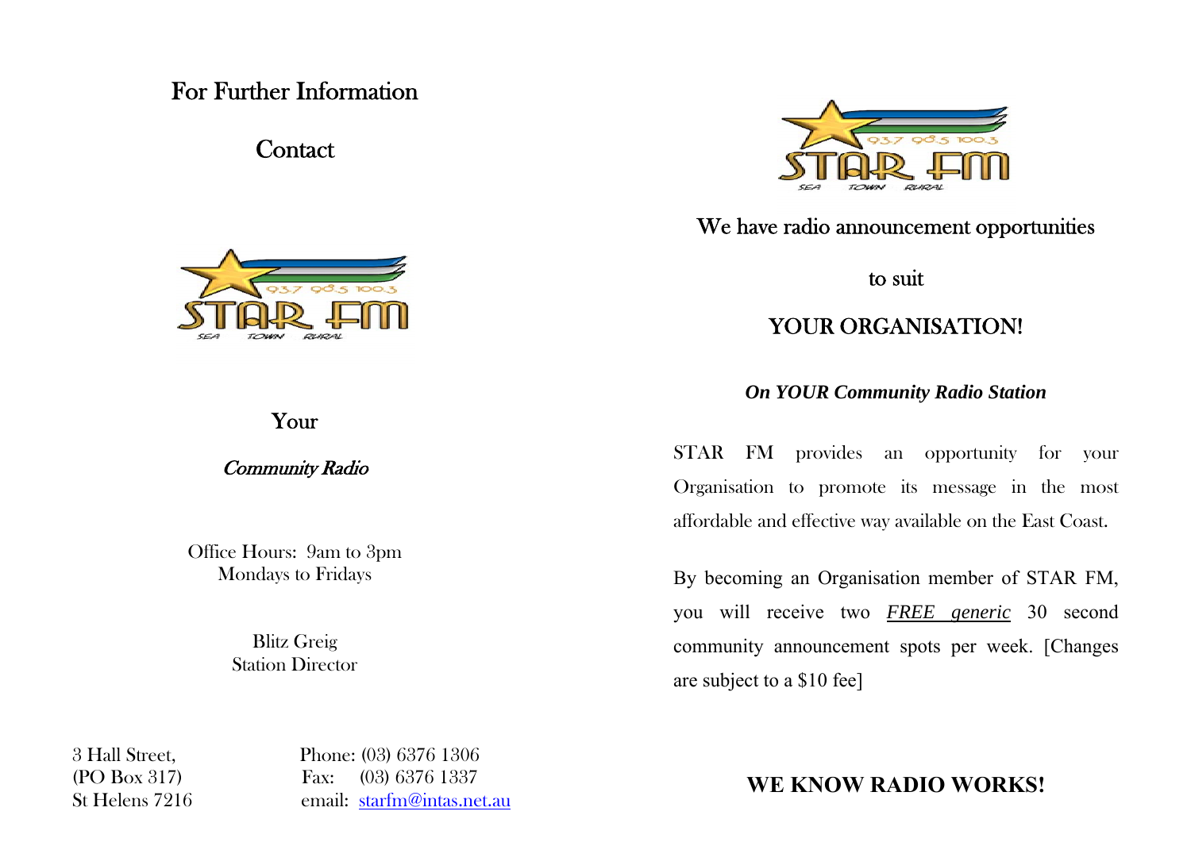# For Further Information

## Contact

Your

*Community Radio*

Office Hours: 9am to 3pm
Mondays to Fridays

Blitz Greig
Station Director

3 Hall Street,
(PO Box 317)
St Helens 7216

Phone: (03) 6376 1306
Fax: (03) 6376 1337
email: starfm@intas.net.au

## We have radio announcement opportunities

## to suit

## YOUR ORGANISATION!

***On YOUR Community Radio Station***

STAR FM provides an opportunity for your Organisation to promote its message in the most affordable and effective way available on the East Coast.

By becoming an Organisation member of STAR FM, you will receive two ***FREE generic*** 30 second community announcement spots per week. [Changes are subject to a $10 fee]

**WE KNOW RADIO WORKS!**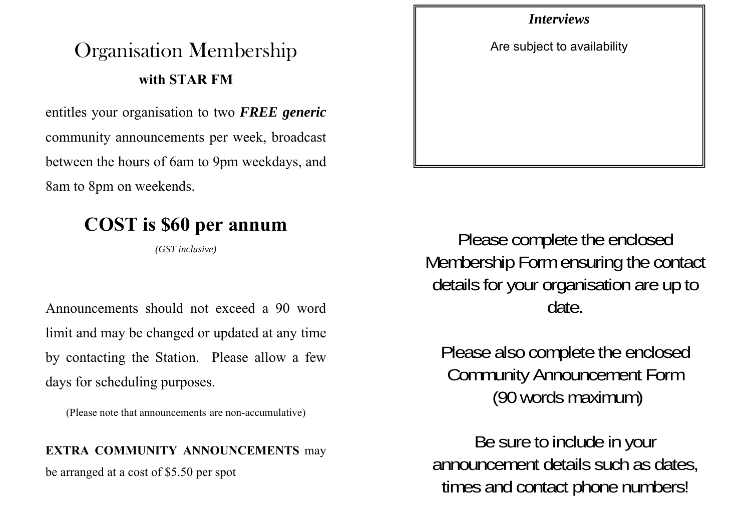# Organisation Membership

**with STAR FM**

entitles your organisation to two ***FREE generic*** community announcements per week, broadcast between the hours of 6am to 9pm weekdays, and 8am to 8pm on weekends.

## COST is $60 per annum

*(GST inclusive)*

Announcements should not exceed a 90 word limit and may be changed or updated at any time by contacting the Station. Please allow a few days for scheduling purposes.

(Please note that announcements are non-accumulative)

**EXTRA COMMUNITY ANNOUNCEMENTS** may be arranged at a cost of $5.50 per spot

***Interviews***

Are subject to availability

Please complete the enclosed Membership Form ensuring the contact details for your organisation are up to date.

Please also complete the enclosed Community Announcement Form (90 words maximum)

Be sure to include in your announcement details such as dates, times and contact phone numbers!